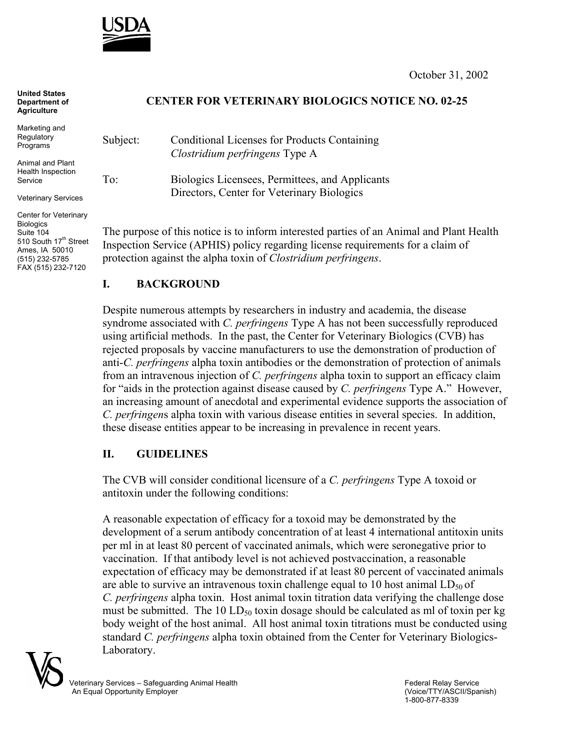USDA

October 31, 2002

**United States Department of Agriculture**

Marketing and Regulatory Programs

Animal and Plant Health Inspection Service

Veterinary Services

Center for Veterinary Biologics
Suite 104
510 South 17th Street
Ames, IA 50010
(515) 232-5785
FAX (515) 232-7120

# CENTER FOR VETERINARY BIOLOGICS NOTICE NO. 02-25

Subject: Conditional Licenses for Products Containing *Clostridium perfringens* Type A

To: Biologics Licensees, Permittees, and Applicants
Directors, Center for Veterinary Biologics

The purpose of this notice is to inform interested parties of an Animal and Plant Health Inspection Service (APHIS) policy regarding license requirements for a claim of protection against the alpha toxin of *Clostridium perfringens*.

## I. BACKGROUND

Despite numerous attempts by researchers in industry and academia, the disease syndrome associated with *C. perfringens* Type A has not been successfully reproduced using artificial methods. In the past, the Center for Veterinary Biologics (CVB) has rejected proposals by vaccine manufacturers to use the demonstration of production of anti-*C. perfringens* alpha toxin antibodies or the demonstration of protection of animals from an intravenous injection of *C. perfringens* alpha toxin to support an efficacy claim for "aids in the protection against disease caused by *C. perfringens* Type A." However, an increasing amount of anecdotal and experimental evidence supports the association of *C. perfringens* alpha toxin with various disease entities in several species. In addition, these disease entities appear to be increasing in prevalence in recent years.

## II. GUIDELINES

The CVB will consider conditional licensure of a *C. perfringens* Type A toxoid or antitoxin under the following conditions:

A reasonable expectation of efficacy for a toxoid may be demonstrated by the development of a serum antibody concentration of at least 4 international antitoxin units per ml in at least 80 percent of vaccinated animals, which were seronegative prior to vaccination. If that antibody level is not achieved postvaccination, a reasonable expectation of efficacy may be demonstrated if at least 80 percent of vaccinated animals are able to survive an intravenous toxin challenge equal to 10 host animal $LD_{50}$ of *C. perfringens* alpha toxin. Host animal toxin titration data verifying the challenge dose must be submitted. The 10 $LD_{50}$ toxin dosage should be calculated as ml of toxin per kg body weight of the host animal. All host animal toxin titrations must be conducted using standard *C. perfringens* alpha toxin obtained from the Center for Veterinary Biologics-Laboratory.

Veterinary Services – Safeguarding Animal Health
An Equal Opportunity Employer

Federal Relay Service
(Voice/TTY/ASCII/Spanish)
1-800-877-8339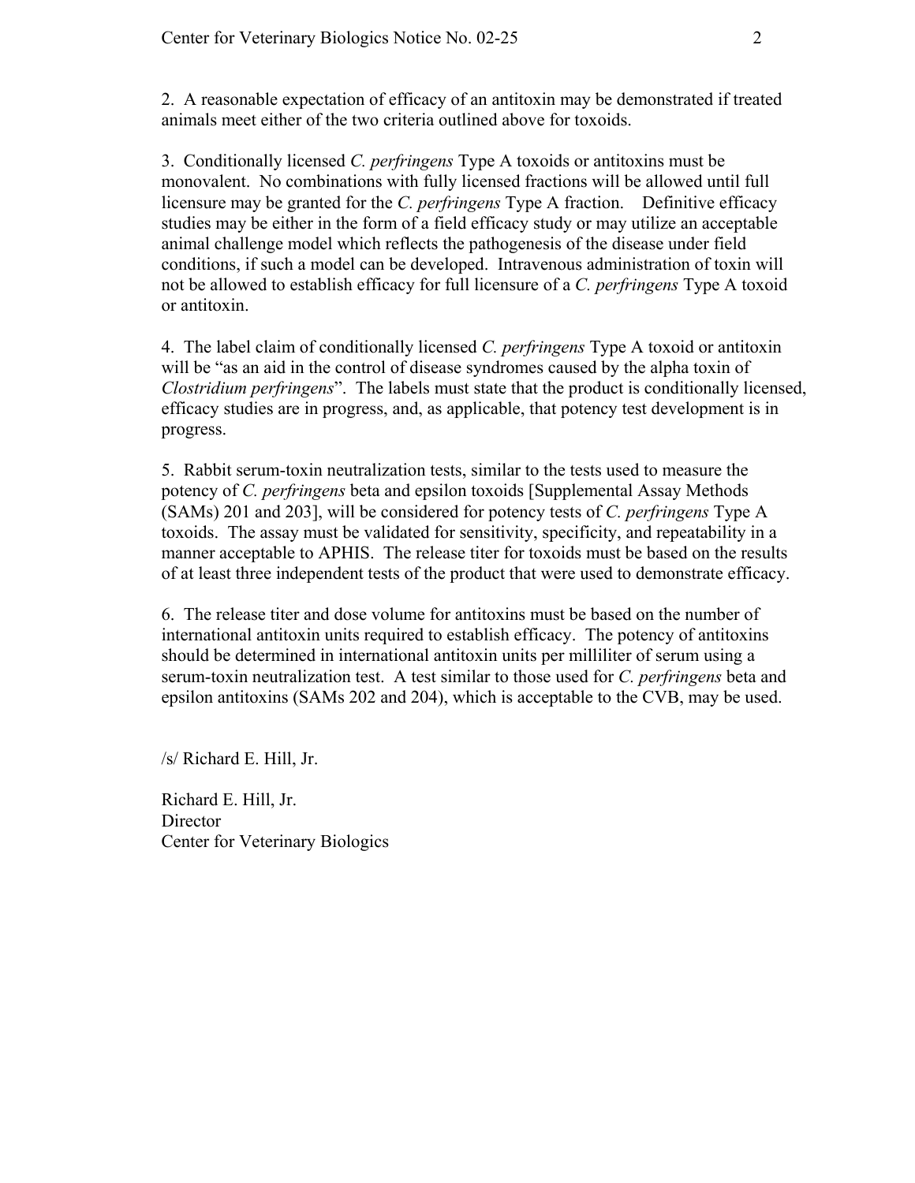2. A reasonable expectation of efficacy of an antitoxin may be demonstrated if treated animals meet either of the two criteria outlined above for toxoids.

3. Conditionally licensed *C. perfringens* Type A toxoids or antitoxins must be monovalent. No combinations with fully licensed fractions will be allowed until full licensure may be granted for the *C. perfringens* Type A fraction. Definitive efficacy studies may be either in the form of a field efficacy study or may utilize an acceptable animal challenge model which reflects the pathogenesis of the disease under field conditions, if such a model can be developed. Intravenous administration of toxin will not be allowed to establish efficacy for full licensure of a *C. perfringens* Type A toxoid or antitoxin.

4. The label claim of conditionally licensed *C. perfringens* Type A toxoid or antitoxin will be "as an aid in the control of disease syndromes caused by the alpha toxin of *Clostridium perfringens*". The labels must state that the product is conditionally licensed, efficacy studies are in progress, and, as applicable, that potency test development is in progress.

5. Rabbit serum-toxin neutralization tests, similar to the tests used to measure the potency of *C. perfringens* beta and epsilon toxoids [Supplemental Assay Methods (SAMs) 201 and 203], will be considered for potency tests of *C. perfringens* Type A toxoids. The assay must be validated for sensitivity, specificity, and repeatability in a manner acceptable to APHIS. The release titer for toxoids must be based on the results of at least three independent tests of the product that were used to demonstrate efficacy.

6. The release titer and dose volume for antitoxins must be based on the number of international antitoxin units required to establish efficacy. The potency of antitoxins should be determined in international antitoxin units per milliliter of serum using a serum-toxin neutralization test. A test similar to those used for *C. perfringens* beta and epsilon antitoxins (SAMs 202 and 204), which is acceptable to the CVB, may be used.

/s/ Richard E. Hill, Jr.

Richard E. Hill, Jr.
Director
Center for Veterinary Biologics